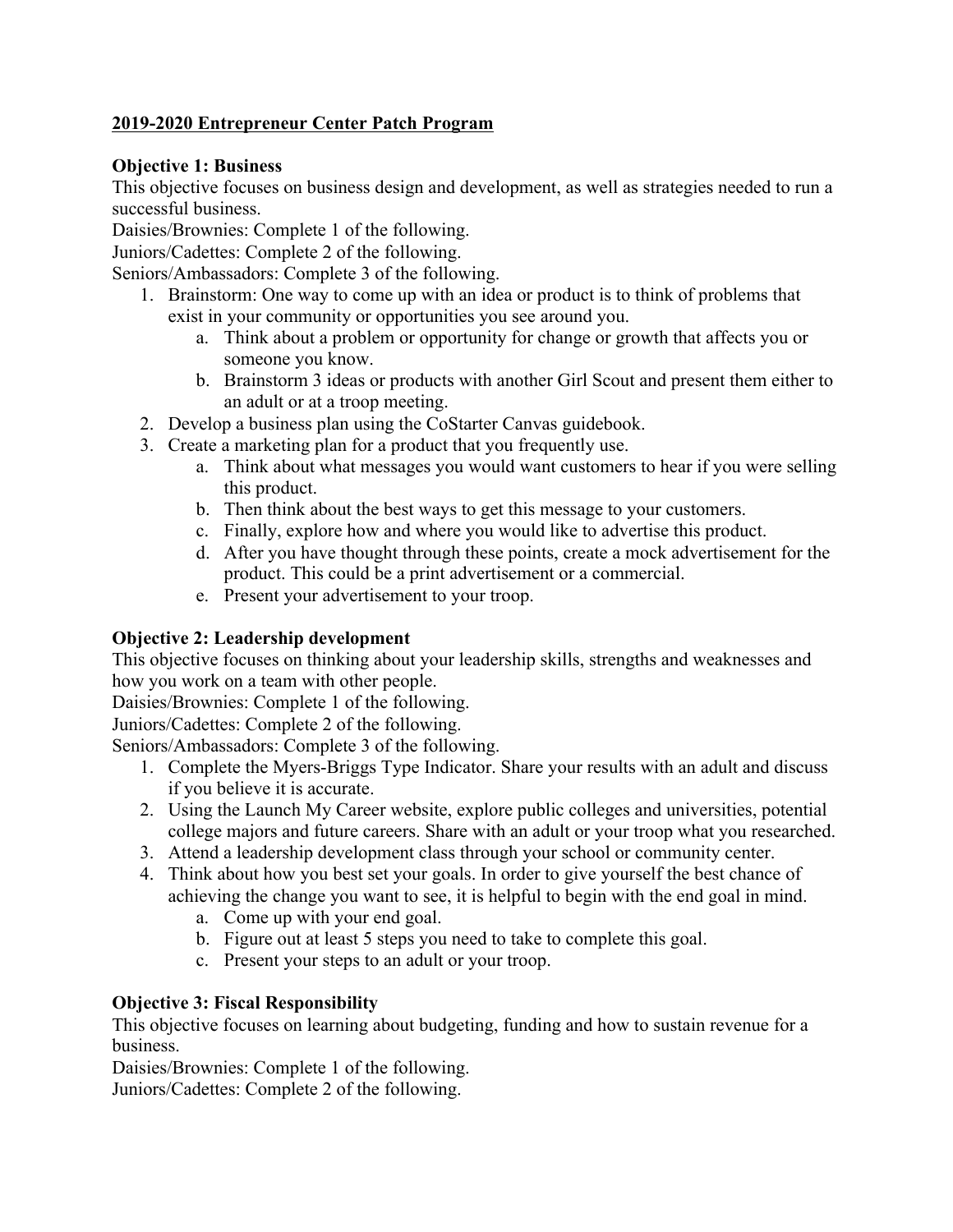## 2019-2020 Entrepreneur Center Patch Program

### Objective 1: Business

This objective focuses on business design and development, as well as strategies needed to run a successful business.

Daisies/Brownies: Complete 1 of the following.
Juniors/Cadettes: Complete 2 of the following.
Seniors/Ambassadors: Complete 3 of the following.

1. Brainstorm: One way to come up with an idea or product is to think of problems that exist in your community or opportunities you see around you.
    a. Think about a problem or opportunity for change or growth that affects you or someone you know.
    b. Brainstorm 3 ideas or products with another Girl Scout and present them either to an adult or at a troop meeting.
2. Develop a business plan using the CoStarter Canvas guidebook.
3. Create a marketing plan for a product that you frequently use.
    a. Think about what messages you would want customers to hear if you were selling this product.
    b. Then think about the best ways to get this message to your customers.
    c. Finally, explore how and where you would like to advertise this product.
    d. After you have thought through these points, create a mock advertisement for the product. This could be a print advertisement or a commercial.
    e. Present your advertisement to your troop.

### Objective 2: Leadership development

This objective focuses on thinking about your leadership skills, strengths and weaknesses and how you work on a team with other people.

Daisies/Brownies: Complete 1 of the following.
Juniors/Cadettes: Complete 2 of the following.
Seniors/Ambassadors: Complete 3 of the following.

1. Complete the Myers-Briggs Type Indicator. Share your results with an adult and discuss if you believe it is accurate.
2. Using the Launch My Career website, explore public colleges and universities, potential college majors and future careers. Share with an adult or your troop what you researched.
3. Attend a leadership development class through your school or community center.
4. Think about how you best set your goals. In order to give yourself the best chance of achieving the change you want to see, it is helpful to begin with the end goal in mind.
    a. Come up with your end goal.
    b. Figure out at least 5 steps you need to take to complete this goal.
    c. Present your steps to an adult or your troop.

### Objective 3: Fiscal Responsibility

This objective focuses on learning about budgeting, funding and how to sustain revenue for a business.

Daisies/Brownies: Complete 1 of the following.
Juniors/Cadettes: Complete 2 of the following.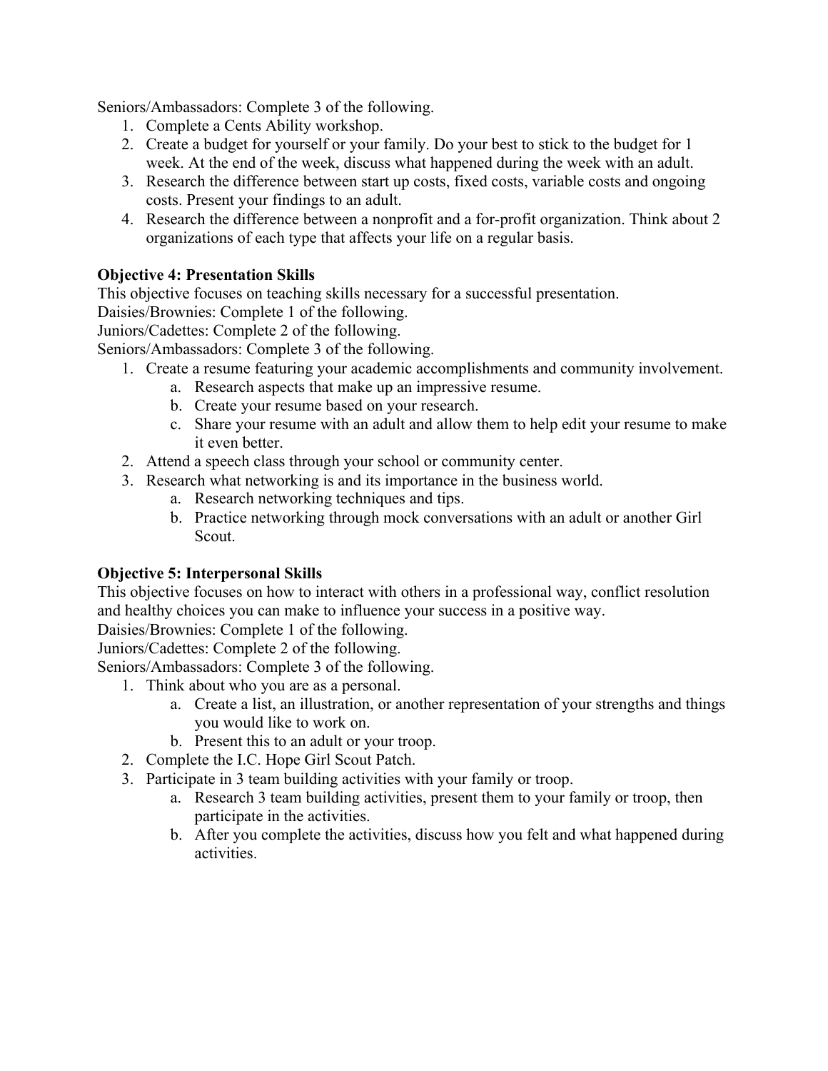Seniors/Ambassadors: Complete 3 of the following.

1. Complete a Cents Ability workshop.
2. Create a budget for yourself or your family. Do your best to stick to the budget for 1 week. At the end of the week, discuss what happened during the week with an adult.
3. Research the difference between start up costs, fixed costs, variable costs and ongoing costs. Present your findings to an adult.
4. Research the difference between a nonprofit and a for-profit organization. Think about 2 organizations of each type that affects your life on a regular basis.

**Objective 4: Presentation Skills**

This objective focuses on teaching skills necessary for a successful presentation.

Daisies/Brownies: Complete 1 of the following.

Juniors/Cadettes: Complete 2 of the following.

Seniors/Ambassadors: Complete 3 of the following.

1. Create a resume featuring your academic accomplishments and community involvement.
   a. Research aspects that make up an impressive resume.
   b. Create your resume based on your research.
   c. Share your resume with an adult and allow them to help edit your resume to make it even better.
2. Attend a speech class through your school or community center.
3. Research what networking is and its importance in the business world.
   a. Research networking techniques and tips.
   b. Practice networking through mock conversations with an adult or another Girl Scout.

**Objective 5: Interpersonal Skills**

This objective focuses on how to interact with others in a professional way, conflict resolution and healthy choices you can make to influence your success in a positive way.

Daisies/Brownies: Complete 1 of the following.

Juniors/Cadettes: Complete 2 of the following.

Seniors/Ambassadors: Complete 3 of the following.

1. Think about who you are as a personal.
   a. Create a list, an illustration, or another representation of your strengths and things you would like to work on.
   b. Present this to an adult or your troop.
2. Complete the I.C. Hope Girl Scout Patch.
3. Participate in 3 team building activities with your family or troop.
   a. Research 3 team building activities, present them to your family or troop, then participate in the activities.
   b. After you complete the activities, discuss how you felt and what happened during activities.